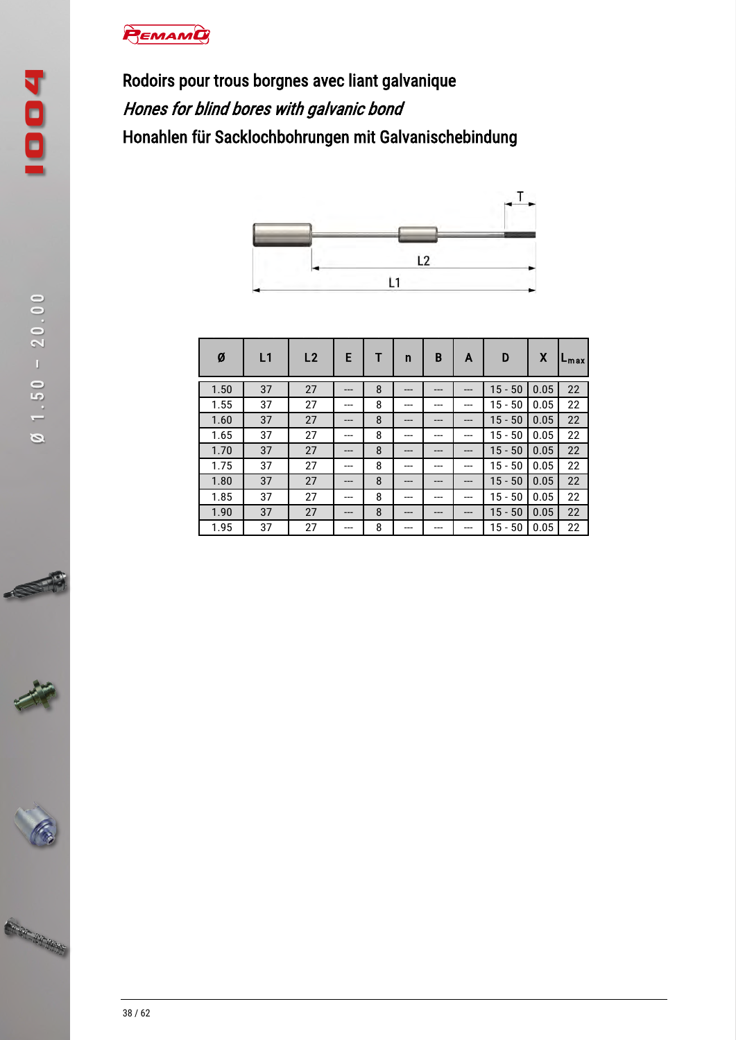# Rodoirs pour trous borgnes avec liant galvanique

## *Hones for blind bores with galvanic bond*

## Honahlen für Sacklochbohrungen mit Galvanischebindung

| Ø | L1 | L2 | E | T | n | B | A | D | X | $L_{max}$ |
|---|---|---|---|---|---|---|---|---|---|---|
| 1.50 | 37 | 27 | --- | 8 | --- | --- | --- | 15 - 50 | 0.05 | 22 |
| 1.55 | 37 | 27 | --- | 8 | --- | --- | --- | 15 - 50 | 0.05 | 22 |
| 1.60 | 37 | 27 | --- | 8 | --- | --- | --- | 15 - 50 | 0.05 | 22 |
| 1.65 | 37 | 27 | --- | 8 | --- | --- | --- | 15 - 50 | 0.05 | 22 |
| 1.70 | 37 | 27 | --- | 8 | --- | --- | --- | 15 - 50 | 0.05 | 22 |
| 1.75 | 37 | 27 | --- | 8 | --- | --- | --- | 15 - 50 | 0.05 | 22 |
| 1.80 | 37 | 27 | --- | 8 | --- | --- | --- | 15 - 50 | 0.05 | 22 |
| 1.85 | 37 | 27 | --- | 8 | --- | --- | --- | 15 - 50 | 0.05 | 22 |
| 1.90 | 37 | 27 | --- | 8 | --- | --- | --- | 15 - 50 | 0.05 | 22 |
| 1.95 | 37 | 27 | --- | 8 | --- | --- | --- | 15 - 50 | 0.05 | 22 |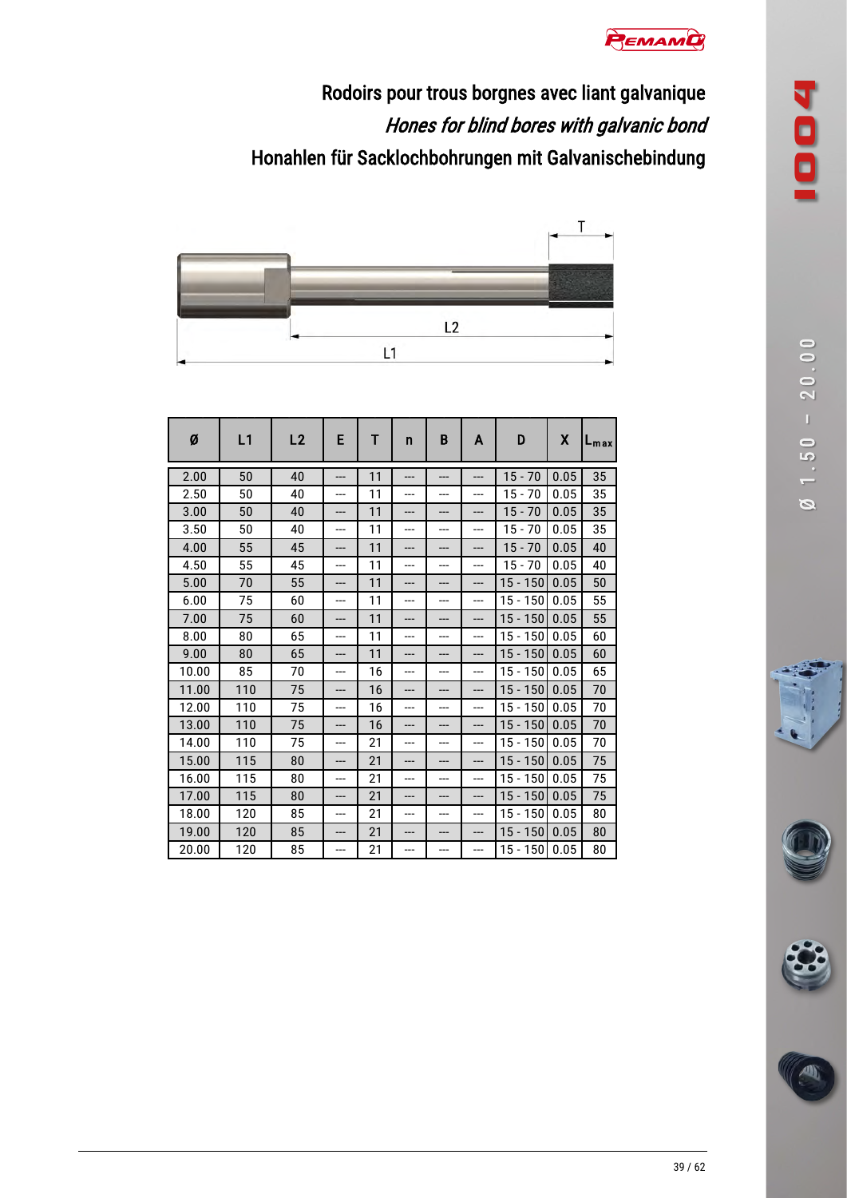# Rodoirs pour trous borgnes avec liant galvanique

## *Hones for blind bores with galvanic bond*

## Honahlen für Sacklochbohrungen mit Galvanischebindung

T

L2

L1

| Ø | L1 | L2 | E | T | n | B | A | D | X | $L_{max}$ |
|---|---|---|---|---|---|---|---|---|---|---|
| 2.00 | 50 | 40 | --- | 11 | --- | --- | --- | 15 - 70 | 0.05 | 35 |
| 2.50 | 50 | 40 | --- | 11 | --- | --- | --- | 15 - 70 | 0.05 | 35 |
| 3.00 | 50 | 40 | --- | 11 | --- | --- | --- | 15 - 70 | 0.05 | 35 |
| 3.50 | 50 | 40 | --- | 11 | --- | --- | --- | 15 - 70 | 0.05 | 35 |
| 4.00 | 55 | 45 | --- | 11 | --- | --- | --- | 15 - 70 | 0.05 | 40 |
| 4.50 | 55 | 45 | --- | 11 | --- | --- | --- | 15 - 70 | 0.05 | 40 |
| 5.00 | 70 | 55 | --- | 11 | --- | --- | --- | 15 - 150 | 0.05 | 50 |
| 6.00 | 75 | 60 | --- | 11 | --- | --- | --- | 15 - 150 | 0.05 | 55 |
| 7.00 | 75 | 60 | --- | 11 | --- | --- | --- | 15 - 150 | 0.05 | 55 |
| 8.00 | 80 | 65 | --- | 11 | --- | --- | --- | 15 - 150 | 0.05 | 60 |
| 9.00 | 80 | 65 | --- | 11 | --- | --- | --- | 15 - 150 | 0.05 | 60 |
| 10.00 | 85 | 70 | --- | 16 | --- | --- | --- | 15 - 150 | 0.05 | 65 |
| 11.00 | 110 | 75 | --- | 16 | --- | --- | --- | 15 - 150 | 0.05 | 70 |
| 12.00 | 110 | 75 | --- | 16 | --- | --- | --- | 15 - 150 | 0.05 | 70 |
| 13.00 | 110 | 75 | --- | 16 | --- | --- | --- | 15 - 150 | 0.05 | 70 |
| 14.00 | 110 | 75 | --- | 21 | --- | --- | --- | 15 - 150 | 0.05 | 70 |
| 15.00 | 115 | 80 | --- | 21 | --- | --- | --- | 15 - 150 | 0.05 | 75 |
| 16.00 | 115 | 80 | --- | 21 | --- | --- | --- | 15 - 150 | 0.05 | 75 |
| 17.00 | 115 | 80 | --- | 21 | --- | --- | --- | 15 - 150 | 0.05 | 75 |
| 18.00 | 120 | 85 | --- | 21 | --- | --- | --- | 15 - 150 | 0.05 | 80 |
| 19.00 | 120 | 85 | --- | 21 | --- | --- | --- | 15 - 150 | 0.05 | 80 |
| 20.00 | 120 | 85 | --- | 21 | --- | --- | --- | 15 - 150 | 0.05 | 80 |

1004

Ø 1.50 – 20.00